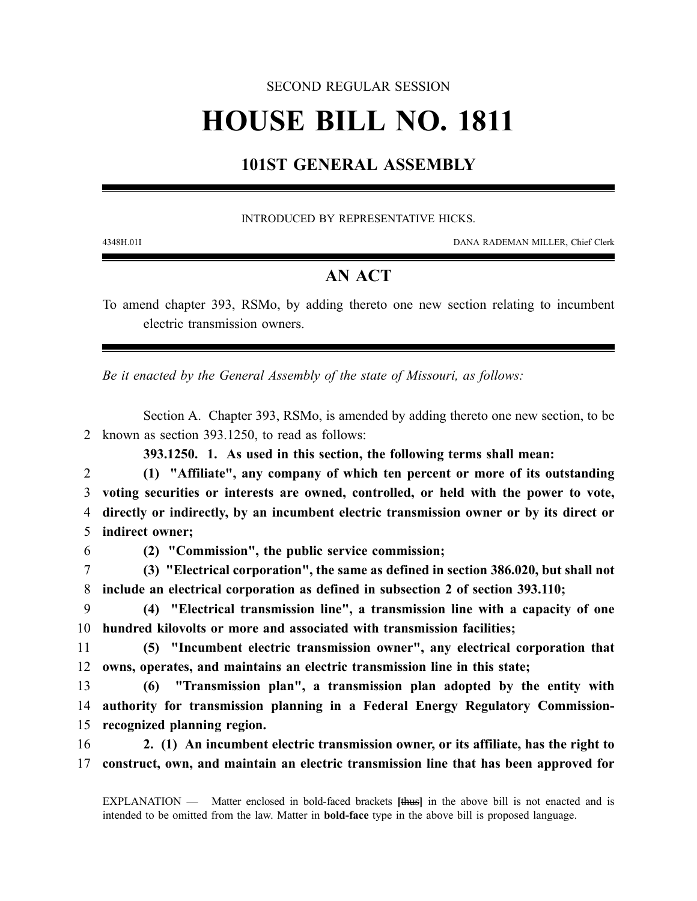SECOND REGULAR SESSION

# HOUSE BILL NO. 1811

## 101ST GENERAL ASSEMBLY

INTRODUCED BY REPRESENTATIVE HICKS.

4348H.01I DANA RADEMAN MILLER, Chief Clerk

## AN ACT

To amend chapter 393, RSMo, by adding thereto one new section relating to incumbent electric transmission owners.

*Be it enacted by the General Assembly of the state of Missouri, as follows:*

Section A. Chapter 393, RSMo, is amended by adding thereto one new section, to be known as section 393.1250, to read as follows:

**393.1250. 1. As used in this section, the following terms shall mean:**

**(1) "Affiliate", any company of which ten percent or more of its outstanding voting securities or interests are owned, controlled, or held with the power to vote, directly or indirectly, by an incumbent electric transmission owner or by its direct or indirect owner;**

**(2) "Commission", the public service commission;**

**(3) "Electrical corporation", the same as defined in section 386.020, but shall not include an electrical corporation as defined in subsection 2 of section 393.110;**

**(4) "Electrical transmission line", a transmission line with a capacity of one hundred kilovolts or more and associated with transmission facilities;**

**(5) "Incumbent electric transmission owner", any electrical corporation that owns, operates, and maintains an electric transmission line in this state;**

**(6) "Transmission plan", a transmission plan adopted by the entity with authority for transmission planning in a Federal Energy Regulatory Commission-recognized planning region.**

**2. (1) An incumbent electric transmission owner, or its affiliate, has the right to construct, own, and maintain an electric transmission line that has been approved for**

EXPLANATION — Matter enclosed in bold-faced brackets **[~~thus~~]** in the above bill is not enacted and is intended to be omitted from the law. Matter in **bold-face** type in the above bill is proposed language.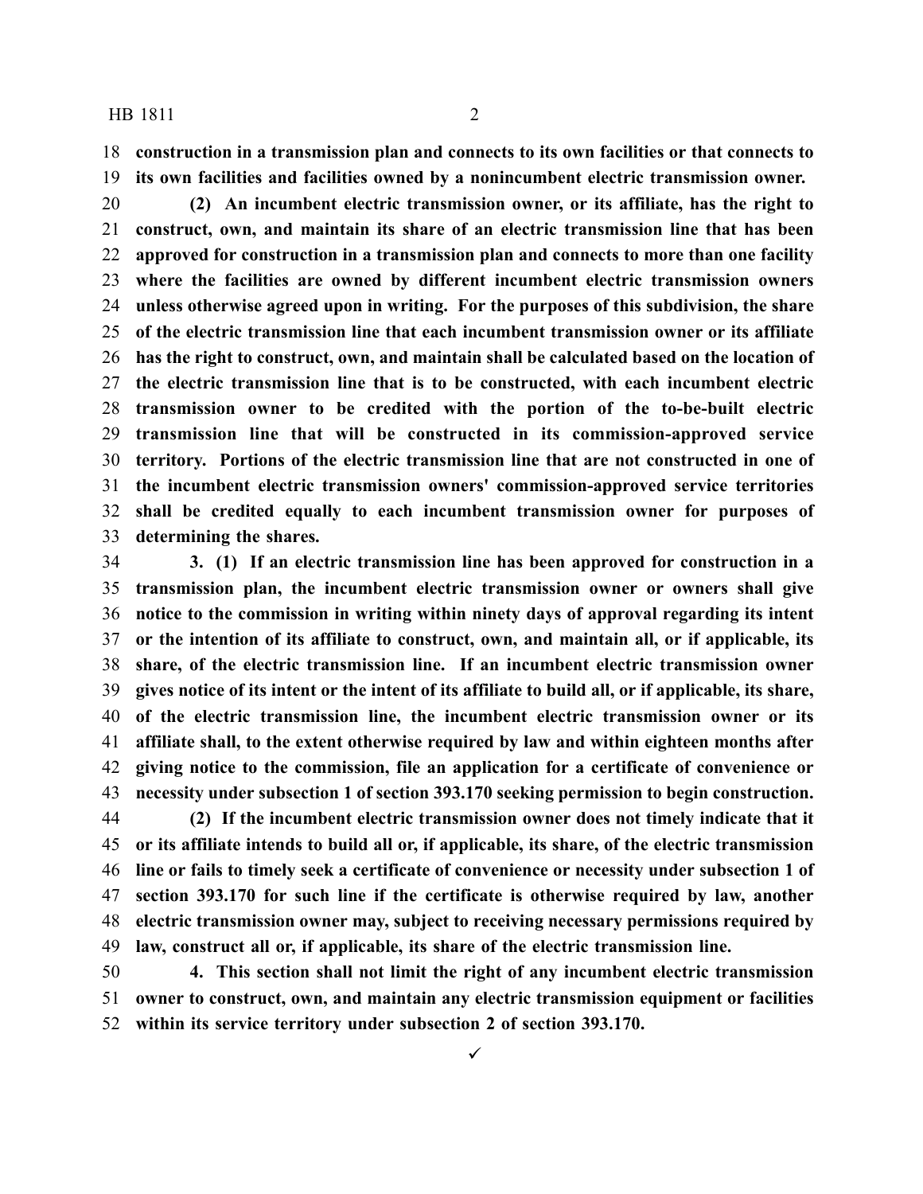**construction in a transmission plan and connects to its own facilities or that connects to its own facilities and facilities owned by a nonincumbent electric transmission owner.**

**(2) An incumbent electric transmission owner, or its affiliate, has the right to construct, own, and maintain its share of an electric transmission line that has been approved for construction in a transmission plan and connects to more than one facility where the facilities are owned by different incumbent electric transmission owners unless otherwise agreed upon in writing. For the purposes of this subdivision, the share of the electric transmission line that each incumbent transmission owner or its affiliate has the right to construct, own, and maintain shall be calculated based on the location of the electric transmission line that is to be constructed, with each incumbent electric transmission owner to be credited with the portion of the to-be-built electric transmission line that will be constructed in its commission-approved service territory. Portions of the electric transmission line that are not constructed in one of the incumbent electric transmission owners' commission-approved service territories shall be credited equally to each incumbent transmission owner for purposes of determining the shares.**

**3. (1) If an electric transmission line has been approved for construction in a transmission plan, the incumbent electric transmission owner or owners shall give notice to the commission in writing within ninety days of approval regarding its intent or the intention of its affiliate to construct, own, and maintain all, or if applicable, its share, of the electric transmission line. If an incumbent electric transmission owner gives notice of its intent or the intent of its affiliate to build all, or if applicable, its share, of the electric transmission line, the incumbent electric transmission owner or its affiliate shall, to the extent otherwise required by law and within eighteen months after giving notice to the commission, file an application for a certificate of convenience or necessity under subsection 1 of section 393.170 seeking permission to begin construction.**

**(2) If the incumbent electric transmission owner does not timely indicate that it or its affiliate intends to build all or, if applicable, its share, of the electric transmission line or fails to timely seek a certificate of convenience or necessity under subsection 1 of section 393.170 for such line if the certificate is otherwise required by law, another electric transmission owner may, subject to receiving necessary permissions required by law, construct all or, if applicable, its share of the electric transmission line.**

**4. This section shall not limit the right of any incumbent electric transmission owner to construct, own, and maintain any electric transmission equipment or facilities within its service territory under subsection 2 of section 393.170.**

✓